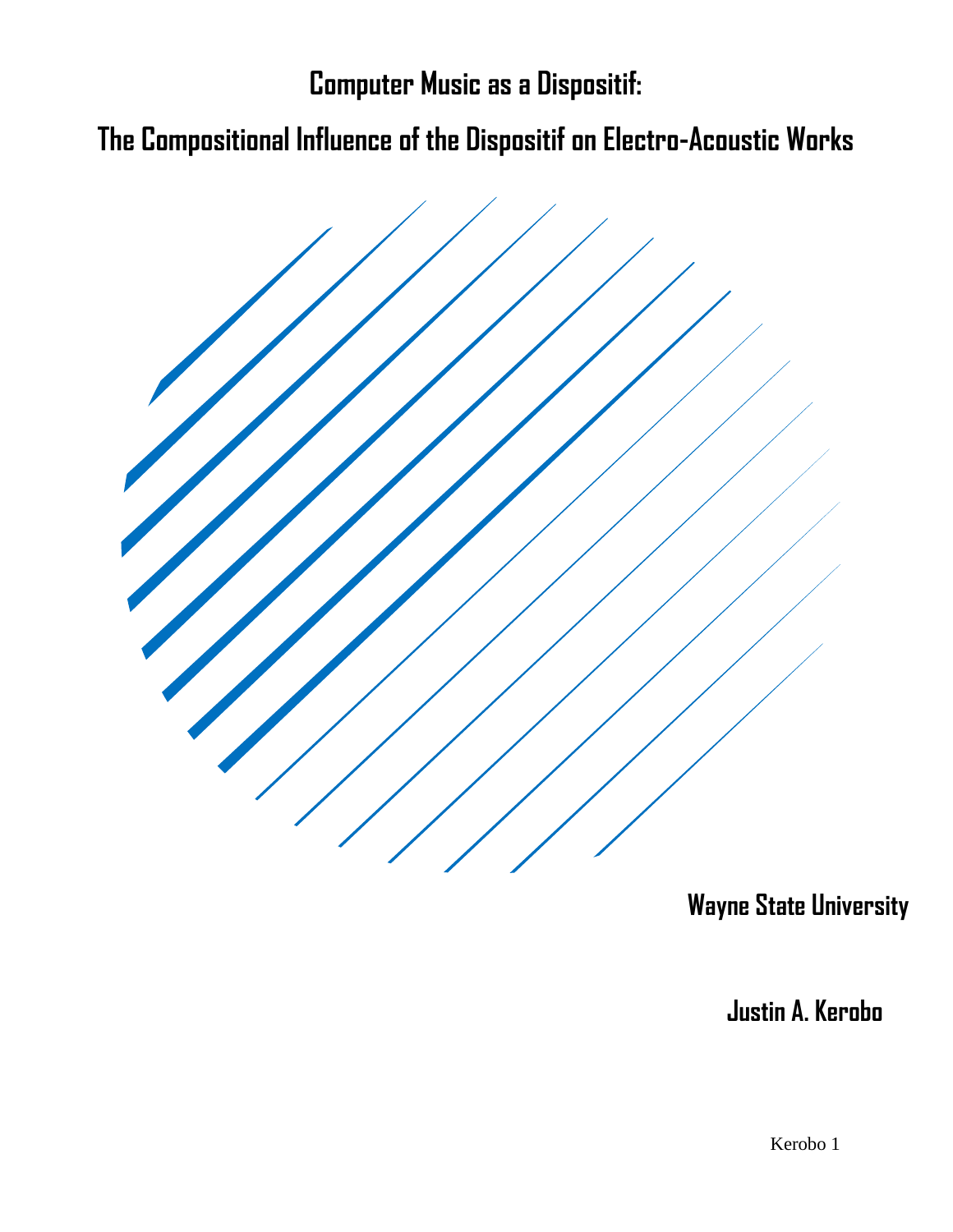# Computer Music as a Dispositif:

## The Compositional Influence of the Dispositif on Electro-Acoustic Works

**Wayne State University**

**Justin A. Kerobo**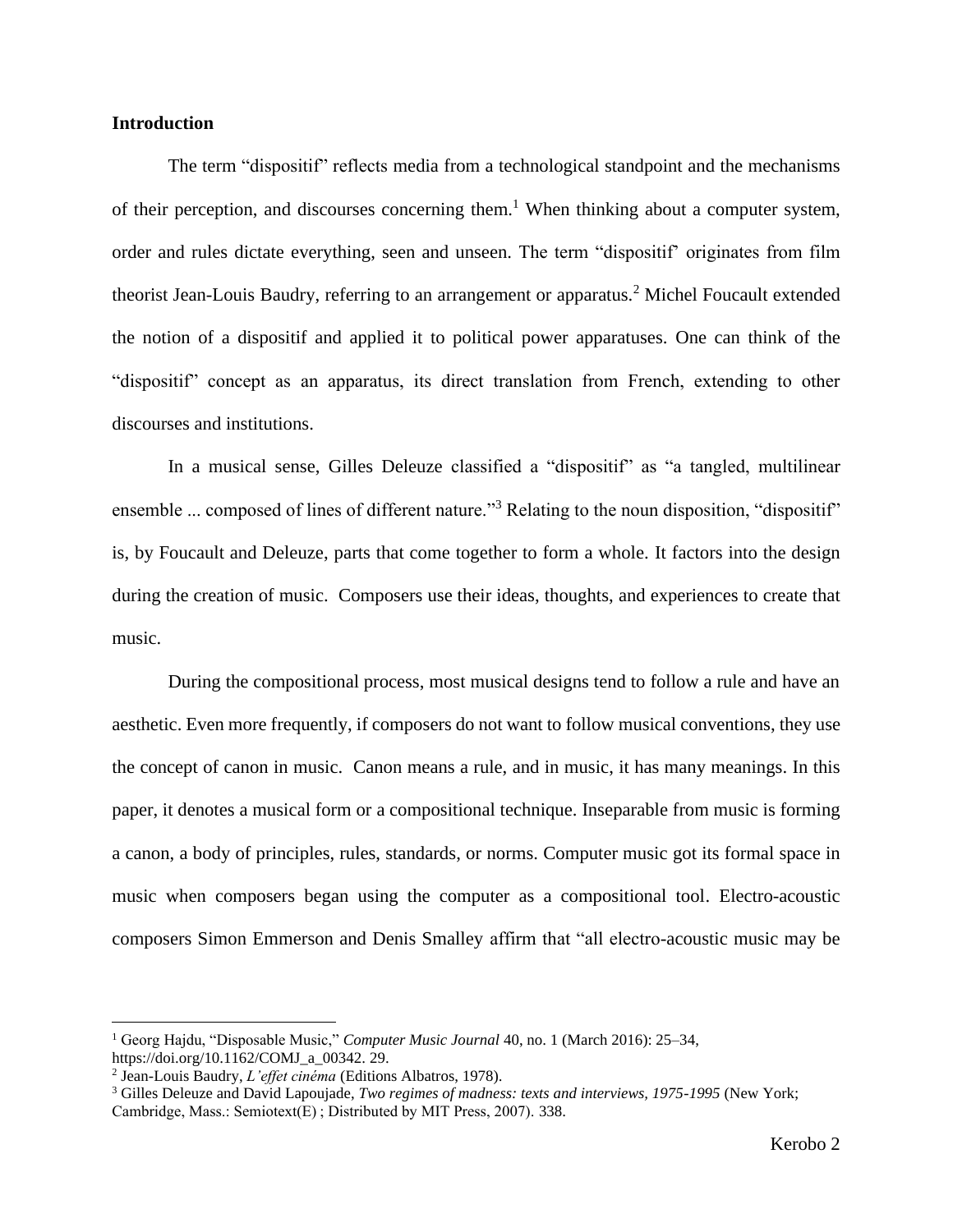**Introduction**

The term "dispositif" reflects media from a technological standpoint and the mechanisms of their perception, and discourses concerning them.[1] When thinking about a computer system, order and rules dictate everything, seen and unseen. The term "dispositif' originates from film theorist Jean-Louis Baudry, referring to an arrangement or apparatus.[2] Michel Foucault extended the notion of a dispositif and applied it to political power apparatuses. One can think of the "dispositif" concept as an apparatus, its direct translation from French, extending to other discourses and institutions.

In a musical sense, Gilles Deleuze classified a "dispositif" as "a tangled, multilinear ensemble ... composed of lines of different nature."[3] Relating to the noun disposition, "dispositif" is, by Foucault and Deleuze, parts that come together to form a whole. It factors into the design during the creation of music. Composers use their ideas, thoughts, and experiences to create that music.

During the compositional process, most musical designs tend to follow a rule and have an aesthetic. Even more frequently, if composers do not want to follow musical conventions, they use the concept of canon in music. Canon means a rule, and in music, it has many meanings. In this paper, it denotes a musical form or a compositional technique. Inseparable from music is forming a canon, a body of principles, rules, standards, or norms. Computer music got its formal space in music when composers began using the computer as a compositional tool. Electro-acoustic composers Simon Emmerson and Denis Smalley affirm that "all electro-acoustic music may be

---

[1] Georg Hajdu, "Disposable Music," *Computer Music Journal* 40, no. 1 (March 2016): 25–34, https://doi.org/10.1162/COMJ_a_00342. 29.

[2] Jean-Louis Baudry, *L'effet cinéma* (Editions Albatros, 1978).

[3] Gilles Deleuze and David Lapoujade, *Two regimes of madness: texts and interviews, 1975-1995* (New York; Cambridge, Mass.: Semiotext(E) ; Distributed by MIT Press, 2007). 338.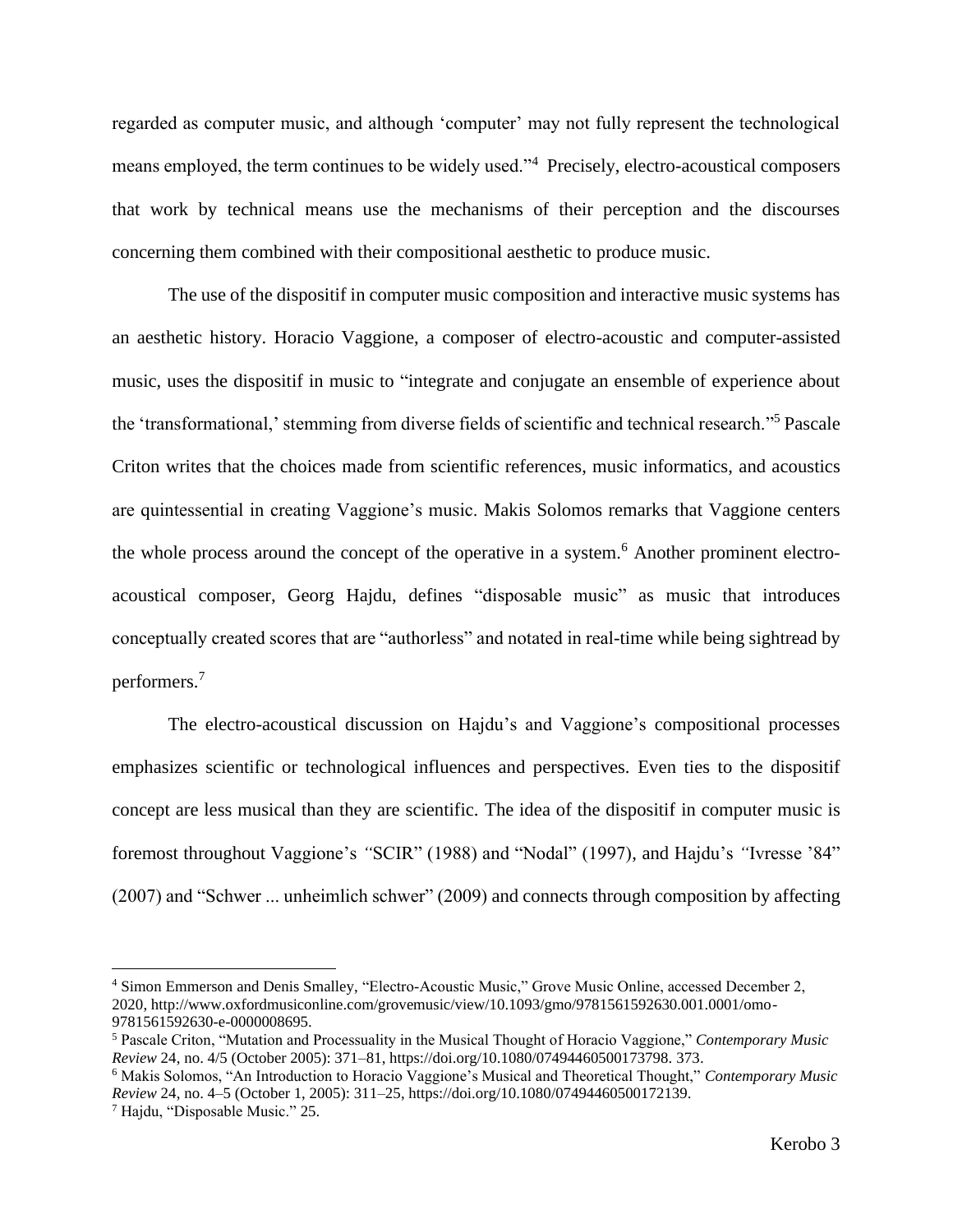regarded as computer music, and although 'computer' may not fully represent the technological means employed, the term continues to be widely used."[4] Precisely, electro-acoustical composers that work by technical means use the mechanisms of their perception and the discourses concerning them combined with their compositional aesthetic to produce music.

The use of the dispositif in computer music composition and interactive music systems has an aesthetic history. Horacio Vaggione, a composer of electro-acoustic and computer-assisted music, uses the dispositif in music to "integrate and conjugate an ensemble of experience about the 'transformational,' stemming from diverse fields of scientific and technical research."[5] Pascale Criton writes that the choices made from scientific references, music informatics, and acoustics are quintessential in creating Vaggione's music. Makis Solomos remarks that Vaggione centers the whole process around the concept of the operative in a system.[6] Another prominent electro-acoustical composer, Georg Hajdu, defines "disposable music" as music that introduces conceptually created scores that are "authorless" and notated in real-time while being sightread by performers.[7]

The electro-acoustical discussion on Hajdu's and Vaggione's compositional processes emphasizes scientific or technological influences and perspectives. Even ties to the dispositif concept are less musical than they are scientific. The idea of the dispositif in computer music is foremost throughout Vaggione's *"*SCIR" (1988) and "Nodal" (1997), and Hajdu's *"*Ivresse '84" (2007) and "Schwer ... unheimlich schwer" (2009) and connects through composition by affecting

---

[4] Simon Emmerson and Denis Smalley, "Electro-Acoustic Music," Grove Music Online, accessed December 2, 2020, http://www.oxfordmusiconline.com/grovemusic/view/10.1093/gmo/9781561592630.001.0001/omo-9781561592630-e-0000008695.

[5] Pascale Criton, "Mutation and Processuality in the Musical Thought of Horacio Vaggione," *Contemporary Music Review* 24, no. 4/5 (October 2005): 371–81, https://doi.org/10.1080/07494460500173798. 373.

[6] Makis Solomos, "An Introduction to Horacio Vaggione's Musical and Theoretical Thought," *Contemporary Music Review* 24, no. 4–5 (October 1, 2005): 311–25, https://doi.org/10.1080/07494460500172139.

[7] Hajdu, "Disposable Music." 25.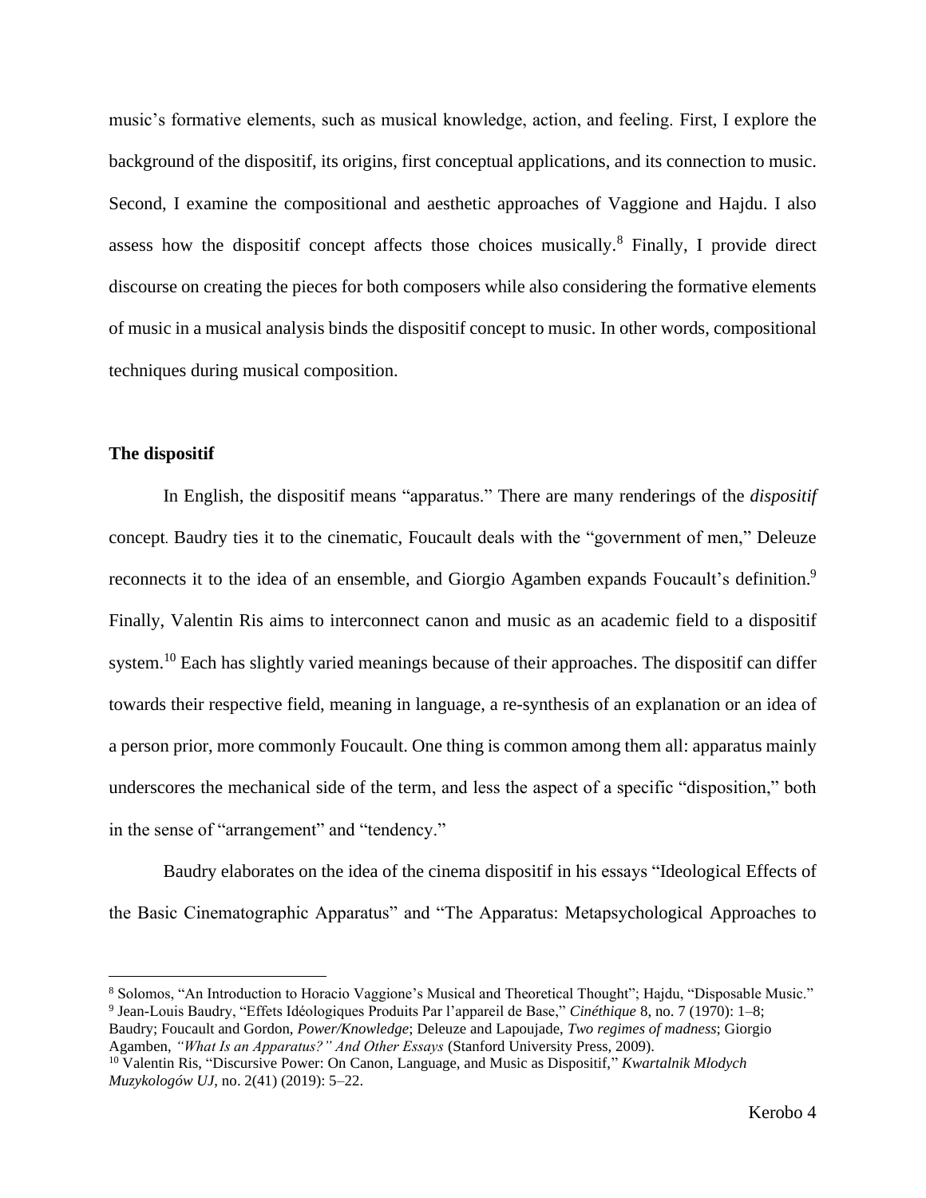music's formative elements, such as musical knowledge, action, and feeling. First, I explore the background of the dispositif, its origins, first conceptual applications, and its connection to music. Second, I examine the compositional and aesthetic approaches of Vaggione and Hajdu. I also assess how the dispositif concept affects those choices musically.[8] Finally, I provide direct discourse on creating the pieces for both composers while also considering the formative elements of music in a musical analysis binds the dispositif concept to music. In other words, compositional techniques during musical composition.

### The dispositif

In English, the dispositif means "apparatus." There are many renderings of the *dispositif* concept. Baudry ties it to the cinematic, Foucault deals with the "government of men," Deleuze reconnects it to the idea of an ensemble, and Giorgio Agamben expands Foucault's definition.[9] Finally, Valentin Ris aims to interconnect canon and music as an academic field to a dispositif system.[10] Each has slightly varied meanings because of their approaches. The dispositif can differ towards their respective field, meaning in language, a re-synthesis of an explanation or an idea of a person prior, more commonly Foucault. One thing is common among them all: apparatus mainly underscores the mechanical side of the term, and less the aspect of a specific "disposition," both in the sense of "arrangement" and "tendency."

Baudry elaborates on the idea of the cinema dispositif in his essays "Ideological Effects of the Basic Cinematographic Apparatus" and "The Apparatus: Metapsychological Approaches to

---

[8] Solomos, "An Introduction to Horacio Vaggione's Musical and Theoretical Thought"; Hajdu, "Disposable Music."

[9] Jean-Louis Baudry, "Effets Idéologiques Produits Par l'appareil de Base," *Cinéthique* 8, no. 7 (1970): 1–8; Baudry; Foucault and Gordon, *Power/Knowledge*; Deleuze and Lapoujade, *Two regimes of madness*; Giorgio Agamben, *"What Is an Apparatus?" And Other Essays* (Stanford University Press, 2009).

[10] Valentin Ris, "Discursive Power: On Canon, Language, and Music as Dispositif," *Kwartalnik Młodych Muzykologów UJ*, no. 2(41) (2019): 5–22.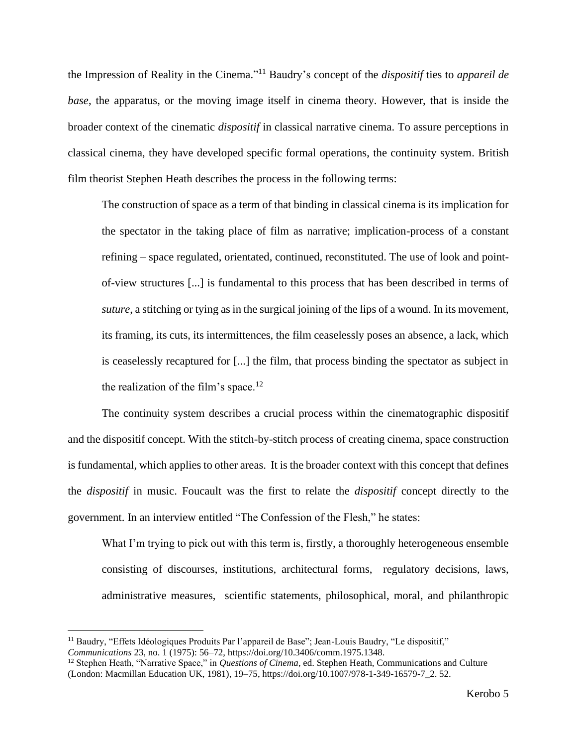the Impression of Reality in the Cinema."[11] Baudry's concept of the *dispositif* ties to *appareil de base*, the apparatus, or the moving image itself in cinema theory. However, that is inside the broader context of the cinematic *dispositif* in classical narrative cinema. To assure perceptions in classical cinema, they have developed specific formal operations, the continuity system. British film theorist Stephen Heath describes the process in the following terms:

> The construction of space as a term of that binding in classical cinema is its implication for the spectator in the taking place of film as narrative; implication-process of a constant refining – space regulated, orientated, continued, reconstituted. The use of look and point-of-view structures [...] is fundamental to this process that has been described in terms of *suture*, a stitching or tying as in the surgical joining of the lips of a wound. In its movement, its framing, its cuts, its intermittences, the film ceaselessly poses an absence, a lack, which is ceaselessly recaptured for [...] the film, that process binding the spectator as subject in the realization of the film's space.[12]

The continuity system describes a crucial process within the cinematographic dispositif and the dispositif concept. With the stitch-by-stitch process of creating cinema, space construction is fundamental, which applies to other areas. It is the broader context with this concept that defines the *dispositif* in music. Foucault was the first to relate the *dispositif* concept directly to the government. In an interview entitled "The Confession of the Flesh," he states:

> What I'm trying to pick out with this term is, firstly, a thoroughly heterogeneous ensemble consisting of discourses, institutions, architectural forms, regulatory decisions, laws, administrative measures, scientific statements, philosophical, moral, and philanthropic

---

[11] Baudry, "Effets Idéologiques Produits Par l'appareil de Base"; Jean-Louis Baudry, "Le dispositif," *Communications* 23, no. 1 (1975): 56–72, https://doi.org/10.3406/comm.1975.1348.

[12] Stephen Heath, "Narrative Space," in *Questions of Cinema*, ed. Stephen Heath, Communications and Culture (London: Macmillan Education UK, 1981), 19–75, https://doi.org/10.1007/978-1-349-16579-7_2. 52.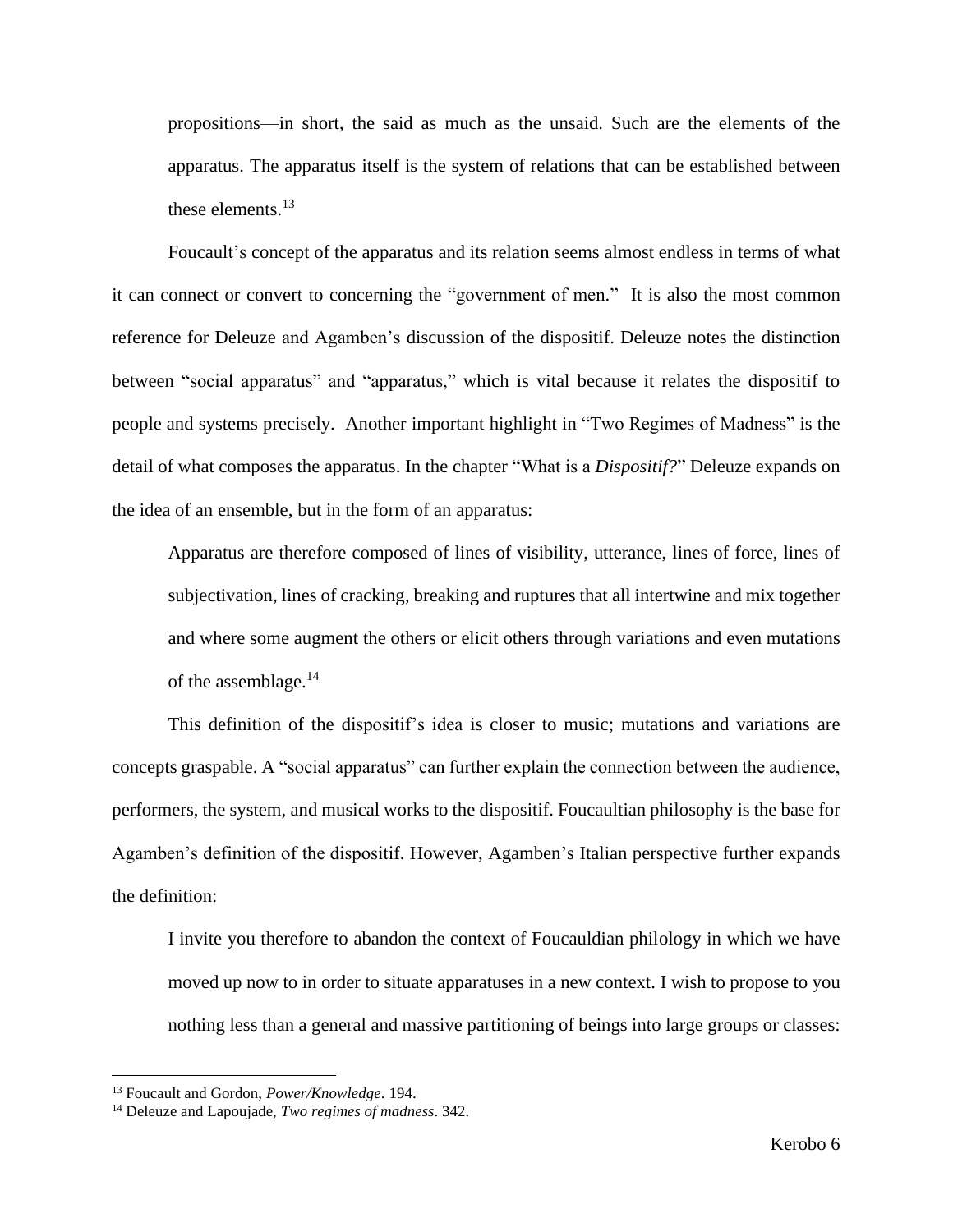> propositions—in short, the said as much as the unsaid. Such are the elements of the apparatus. The apparatus itself is the system of relations that can be established between these elements.[13]

Foucault's concept of the apparatus and its relation seems almost endless in terms of what it can connect or convert to concerning the "government of men." It is also the most common reference for Deleuze and Agamben's discussion of the dispositif. Deleuze notes the distinction between "social apparatus" and "apparatus," which is vital because it relates the dispositif to people and systems precisely. Another important highlight in "Two Regimes of Madness" is the detail of what composes the apparatus. In the chapter "What is a *Dispositif?*" Deleuze expands on the idea of an ensemble, but in the form of an apparatus:

> Apparatus are therefore composed of lines of visibility, utterance, lines of force, lines of subjectivation, lines of cracking, breaking and ruptures that all intertwine and mix together and where some augment the others or elicit others through variations and even mutations of the assemblage.[14]

This definition of the dispositif's idea is closer to music; mutations and variations are concepts graspable. A "social apparatus" can further explain the connection between the audience, performers, the system, and musical works to the dispositif. Foucaultian philosophy is the base for Agamben's definition of the dispositif. However, Agamben's Italian perspective further expands the definition:

> I invite you therefore to abandon the context of Foucauldian philology in which we have moved up now to in order to situate apparatuses in a new context. I wish to propose to you nothing less than a general and massive partitioning of beings into large groups or classes:

---

[13] Foucault and Gordon, *Power/Knowledge*. 194.

[14] Deleuze and Lapoujade, *Two regimes of madness*. 342.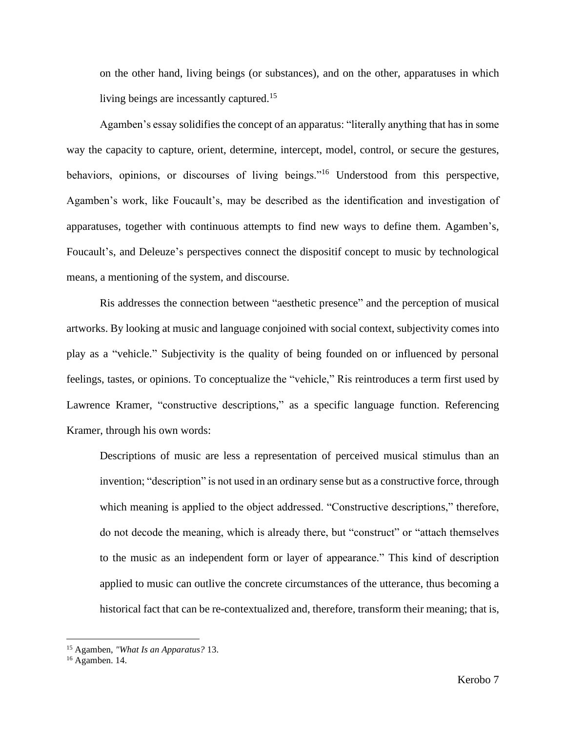> on the other hand, living beings (or substances), and on the other, apparatuses in which living beings are incessantly captured.[15]

Agamben's essay solidifies the concept of an apparatus: "literally anything that has in some way the capacity to capture, orient, determine, intercept, model, control, or secure the gestures, behaviors, opinions, or discourses of living beings."[16] Understood from this perspective, Agamben's work, like Foucault's, may be described as the identification and investigation of apparatuses, together with continuous attempts to find new ways to define them. Agamben's, Foucault's, and Deleuze's perspectives connect the dispositif concept to music by technological means, a mentioning of the system, and discourse.

Ris addresses the connection between "aesthetic presence" and the perception of musical artworks. By looking at music and language conjoined with social context, subjectivity comes into play as a "vehicle." Subjectivity is the quality of being founded on or influenced by personal feelings, tastes, or opinions. To conceptualize the "vehicle," Ris reintroduces a term first used by Lawrence Kramer, "constructive descriptions," as a specific language function. Referencing Kramer, through his own words:

> Descriptions of music are less a representation of perceived musical stimulus than an invention; "description" is not used in an ordinary sense but as a constructive force, through which meaning is applied to the object addressed. "Constructive descriptions," therefore, do not decode the meaning, which is already there, but "construct" or "attach themselves to the music as an independent form or layer of appearance." This kind of description applied to music can outlive the concrete circumstances of the utterance, thus becoming a historical fact that can be re-contextualized and, therefore, transform their meaning; that is,

---

[15] Agamben, *"What Is an Apparatus?* 13.

[16] Agamben. 14.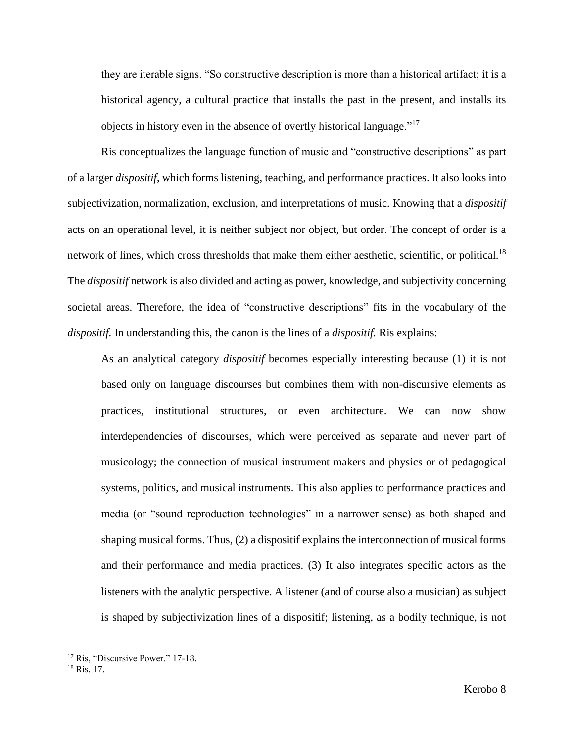they are iterable signs. "So constructive description is more than a historical artifact; it is a historical agency, a cultural practice that installs the past in the present, and installs its objects in history even in the absence of overtly historical language."[17]

Ris conceptualizes the language function of music and "constructive descriptions" as part of a larger *dispositif*, which forms listening, teaching, and performance practices. It also looks into subjectivization, normalization, exclusion, and interpretations of music. Knowing that a *dispositif* acts on an operational level, it is neither subject nor object, but order. The concept of order is a network of lines, which cross thresholds that make them either aesthetic, scientific, or political.[18] The *dispositif* network is also divided and acting as power, knowledge, and subjectivity concerning societal areas. Therefore, the idea of "constructive descriptions" fits in the vocabulary of the *dispositif.* In understanding this, the canon is the lines of a *dispositif.* Ris explains:

> As an analytical category *dispositif* becomes especially interesting because (1) it is not based only on language discourses but combines them with non-discursive elements as practices, institutional structures, or even architecture. We can now show interdependencies of discourses, which were perceived as separate and never part of musicology; the connection of musical instrument makers and physics or of pedagogical systems, politics, and musical instruments. This also applies to performance practices and media (or "sound reproduction technologies" in a narrower sense) as both shaped and shaping musical forms. Thus, (2) a dispositif explains the interconnection of musical forms and their performance and media practices. (3) It also integrates specific actors as the listeners with the analytic perspective. A listener (and of course also a musician) as subject is shaped by subjectivization lines of a dispositif; listening, as a bodily technique, is not

[17] Ris, "Discursive Power." 17-18.
[18] Ris. 17.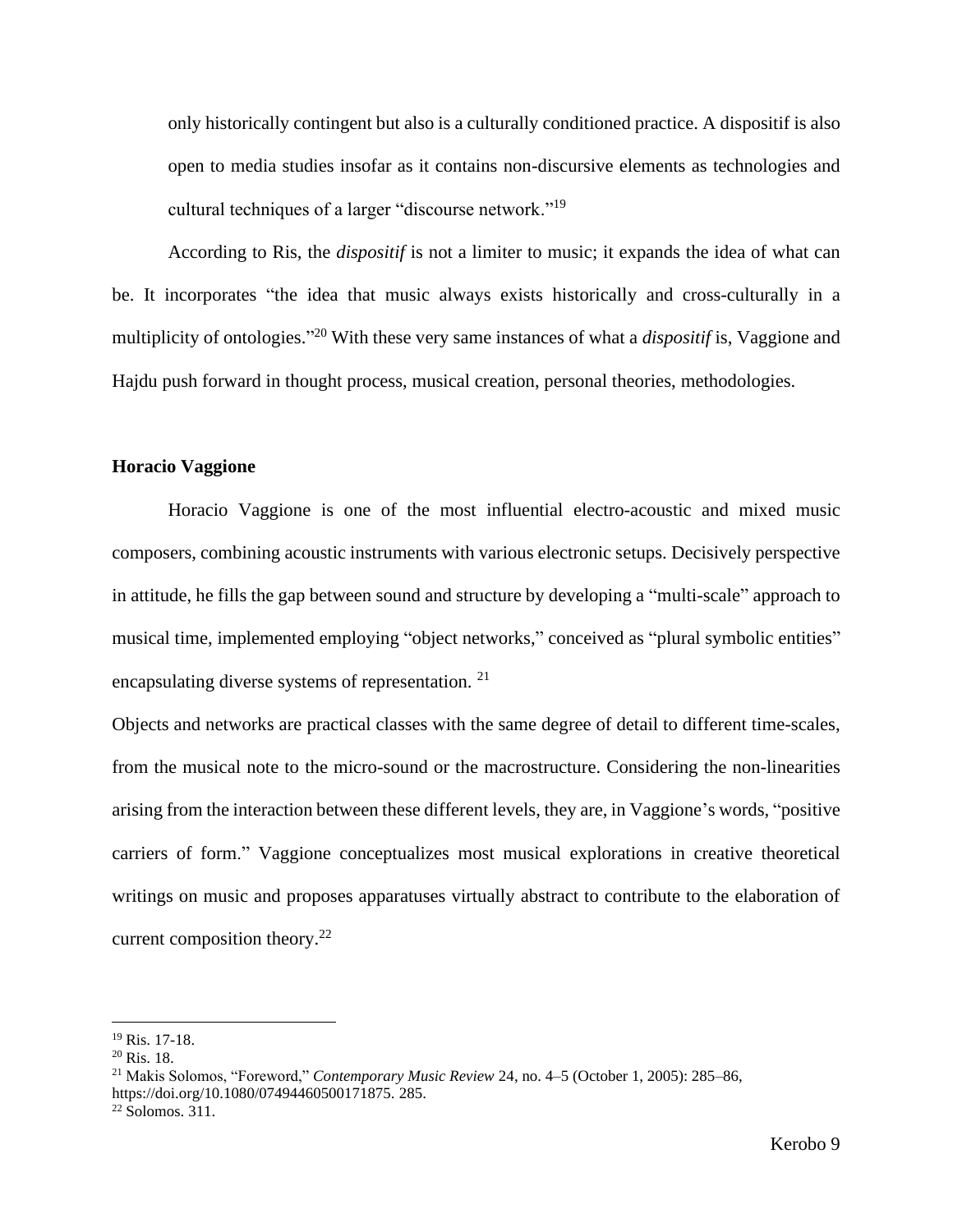only historically contingent but also is a culturally conditioned practice. A dispositif is also open to media studies insofar as it contains non-discursive elements as technologies and cultural techniques of a larger "discourse network."[19]

According to Ris, the *dispositif* is not a limiter to music; it expands the idea of what can be. It incorporates "the idea that music always exists historically and cross-culturally in a multiplicity of ontologies."[20] With these very same instances of what a *dispositif* is, Vaggione and Hajdu push forward in thought process, musical creation, personal theories, methodologies.

**Horacio Vaggione**

Horacio Vaggione is one of the most influential electro-acoustic and mixed music composers, combining acoustic instruments with various electronic setups. Decisively perspective in attitude, he fills the gap between sound and structure by developing a "multi-scale" approach to musical time, implemented employing "object networks," conceived as "plural symbolic entities" encapsulating diverse systems of representation. [21]

Objects and networks are practical classes with the same degree of detail to different time-scales, from the musical note to the micro-sound or the macrostructure. Considering the non-linearities arising from the interaction between these different levels, they are, in Vaggione's words, "positive carriers of form." Vaggione conceptualizes most musical explorations in creative theoretical writings on music and proposes apparatuses virtually abstract to contribute to the elaboration of current composition theory.[22]

---

[19] Ris. 17-18.

[20] Ris. 18.

[21] Makis Solomos, "Foreword," *Contemporary Music Review* 24, no. 4–5 (October 1, 2005): 285–86, https://doi.org/10.1080/07494460500171875. 285.

[22] Solomos. 311.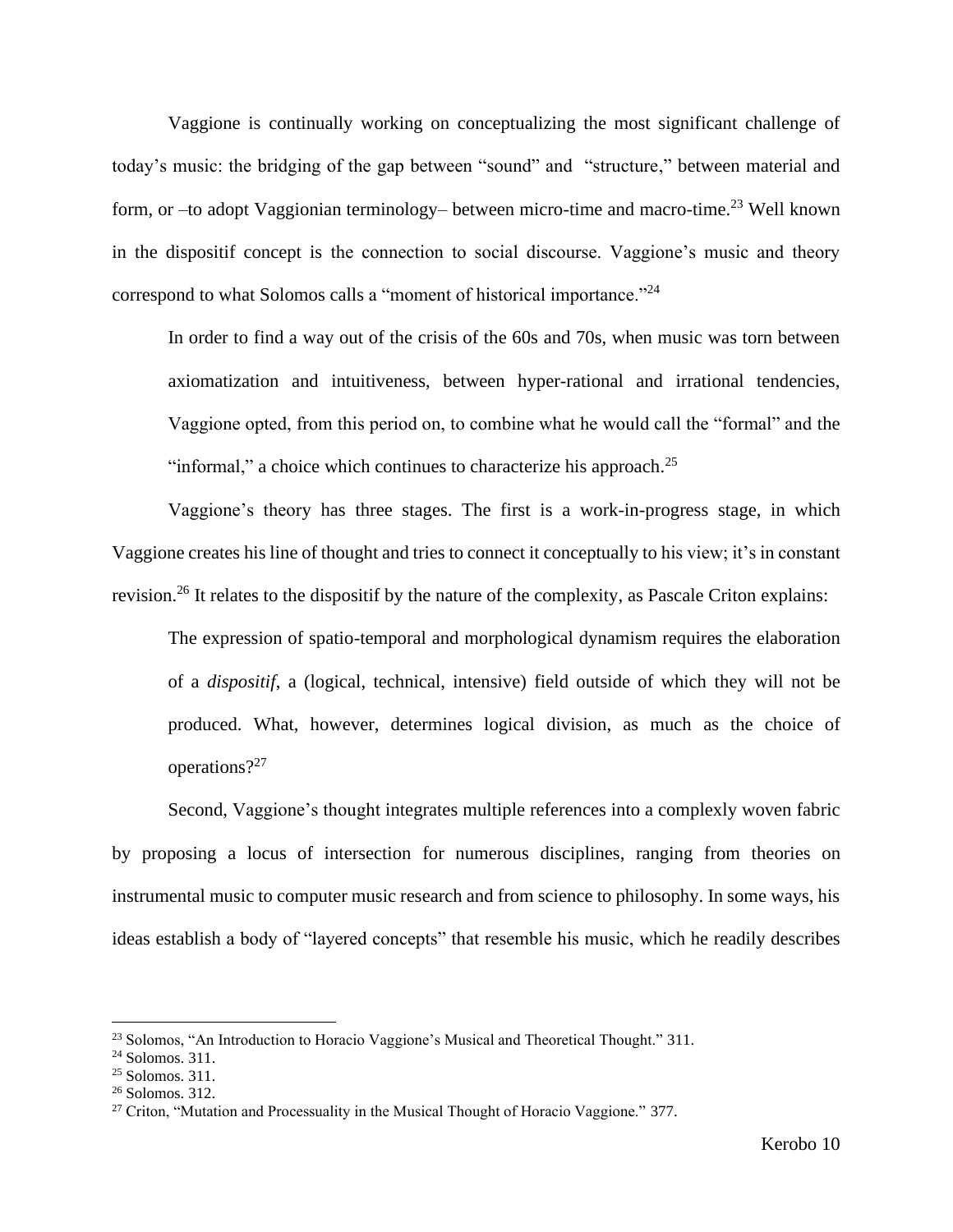Vaggione is continually working on conceptualizing the most significant challenge of today's music: the bridging of the gap between "sound" and "structure," between material and form, or –to adopt Vaggionian terminology– between micro-time and macro-time.[23] Well known in the dispositif concept is the connection to social discourse. Vaggione's music and theory correspond to what Solomos calls a "moment of historical importance."[24]

> In order to find a way out of the crisis of the 60s and 70s, when music was torn between axiomatization and intuitiveness, between hyper-rational and irrational tendencies, Vaggione opted, from this period on, to combine what he would call the "formal" and the "informal," a choice which continues to characterize his approach.[25]

Vaggione's theory has three stages. The first is a work-in-progress stage, in which Vaggione creates his line of thought and tries to connect it conceptually to his view; it's in constant revision.[26] It relates to the dispositif by the nature of the complexity, as Pascale Criton explains:

> The expression of spatio-temporal and morphological dynamism requires the elaboration of a *dispositif*, a (logical, technical, intensive) field outside of which they will not be produced. What, however, determines logical division, as much as the choice of operations?[27]

Second, Vaggione's thought integrates multiple references into a complexly woven fabric by proposing a locus of intersection for numerous disciplines, ranging from theories on instrumental music to computer music research and from science to philosophy. In some ways, his ideas establish a body of "layered concepts" that resemble his music, which he readily describes

---

[23] Solomos, "An Introduction to Horacio Vaggione's Musical and Theoretical Thought." 311.

[24] Solomos. 311.

[25] Solomos. 311.

[26] Solomos. 312.

[27] Criton, "Mutation and Processuality in the Musical Thought of Horacio Vaggione." 377.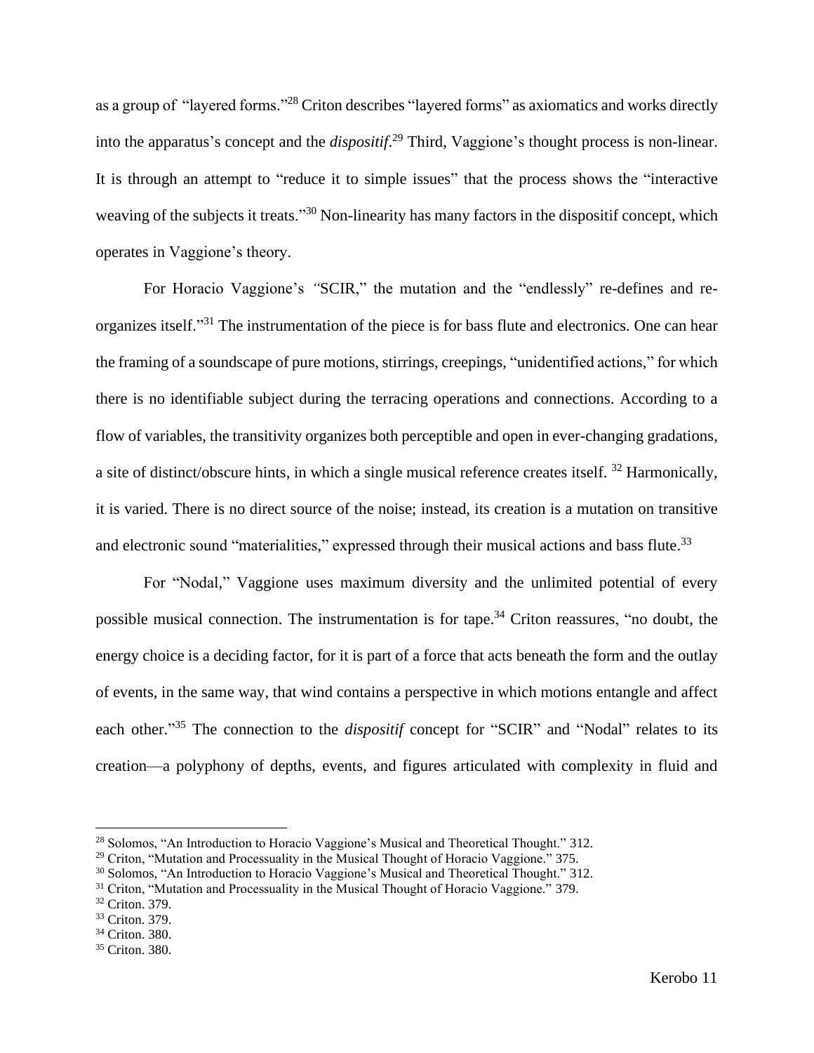as a group of "layered forms."[28] Criton describes "layered forms" as axiomatics and works directly into the apparatus's concept and the *dispositif*.[29] Third, Vaggione's thought process is non-linear. It is through an attempt to "reduce it to simple issues" that the process shows the "interactive weaving of the subjects it treats."[30] Non-linearity has many factors in the dispositif concept, which operates in Vaggione's theory.

For Horacio Vaggione's *"*SCIR," the mutation and the "endlessly" re-defines and re-organizes itself."[31] The instrumentation of the piece is for bass flute and electronics. One can hear the framing of a soundscape of pure motions, stirrings, creepings, "unidentified actions," for which there is no identifiable subject during the terracing operations and connections. According to a flow of variables, the transitivity organizes both perceptible and open in ever-changing gradations, a site of distinct/obscure hints, in which a single musical reference creates itself. [32] Harmonically, it is varied. There is no direct source of the noise; instead, its creation is a mutation on transitive and electronic sound "materialities," expressed through their musical actions and bass flute.[33]

For "Nodal," Vaggione uses maximum diversity and the unlimited potential of every possible musical connection. The instrumentation is for tape.[34] Criton reassures, "no doubt, the energy choice is a deciding factor, for it is part of a force that acts beneath the form and the outlay of events, in the same way, that wind contains a perspective in which motions entangle and affect each other."[35] The connection to the *dispositif* concept for "SCIR" and "Nodal" relates to its creation—a polyphony of depths, events, and figures articulated with complexity in fluid and

---

[28] Solomos, "An Introduction to Horacio Vaggione's Musical and Theoretical Thought." 312.

[29] Criton, "Mutation and Processuality in the Musical Thought of Horacio Vaggione." 375.

[30] Solomos, "An Introduction to Horacio Vaggione's Musical and Theoretical Thought." 312.

[31] Criton, "Mutation and Processuality in the Musical Thought of Horacio Vaggione." 379.

[32] Criton. 379.

[33] Criton. 379.

[34] Criton. 380.

[35] Criton. 380.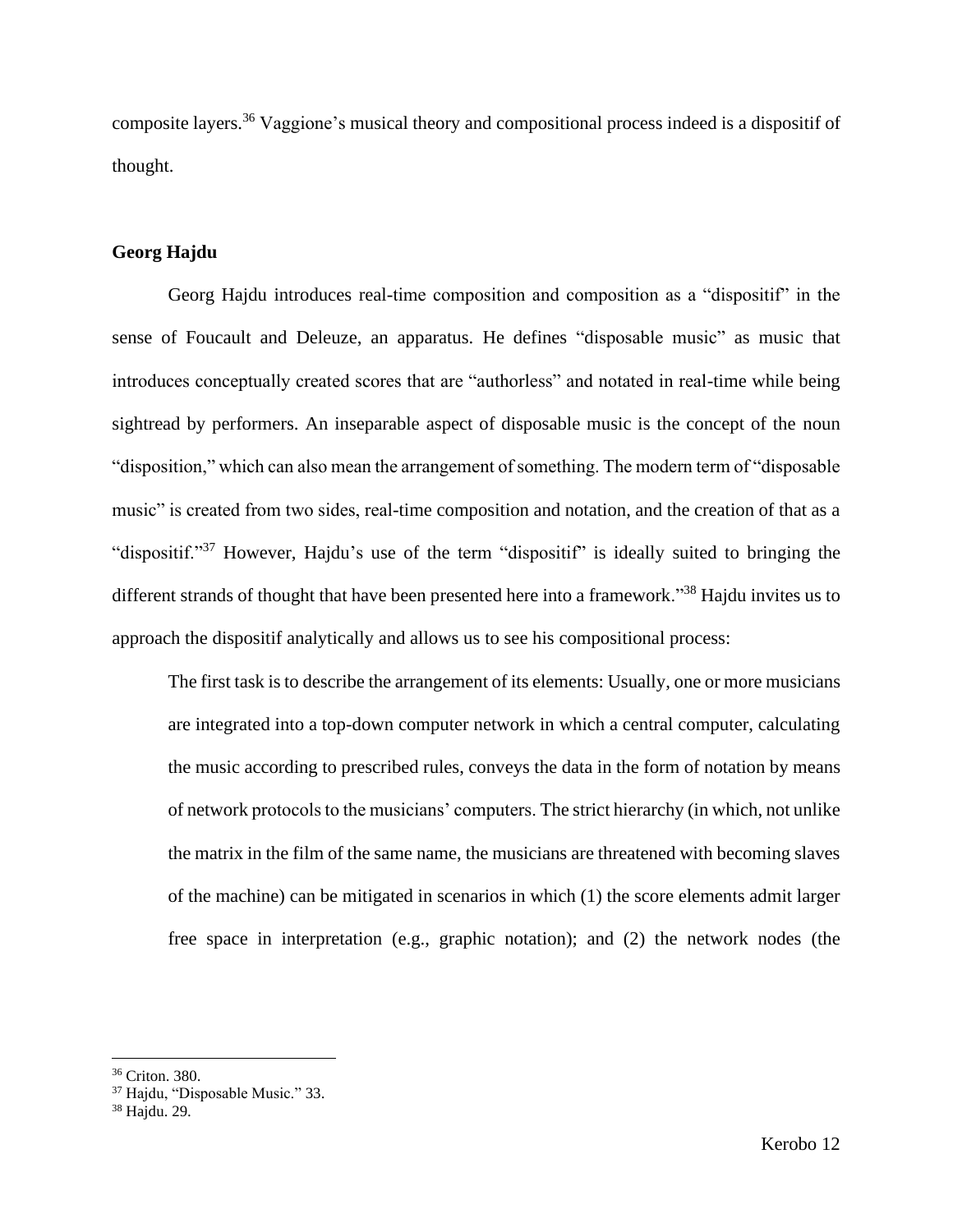composite layers.[36] Vaggione's musical theory and compositional process indeed is a dispositif of thought.

**Georg Hajdu**

Georg Hajdu introduces real-time composition and composition as a "dispositif" in the sense of Foucault and Deleuze, an apparatus. He defines "disposable music" as music that introduces conceptually created scores that are "authorless" and notated in real-time while being sightread by performers. An inseparable aspect of disposable music is the concept of the noun "disposition," which can also mean the arrangement of something. The modern term of "disposable music" is created from two sides, real-time composition and notation, and the creation of that as a "dispositif."[37] However, Hajdu's use of the term "dispositif" is ideally suited to bringing the different strands of thought that have been presented here into a framework."[38] Hajdu invites us to approach the dispositif analytically and allows us to see his compositional process:

> The first task is to describe the arrangement of its elements: Usually, one or more musicians are integrated into a top-down computer network in which a central computer, calculating the music according to prescribed rules, conveys the data in the form of notation by means of network protocols to the musicians' computers. The strict hierarchy (in which, not unlike the matrix in the film of the same name, the musicians are threatened with becoming slaves of the machine) can be mitigated in scenarios in which (1) the score elements admit larger free space in interpretation (e.g., graphic notation); and (2) the network nodes (the

[36] Criton. 380.
[37] Hajdu, "Disposable Music." 33.
[38] Hajdu. 29.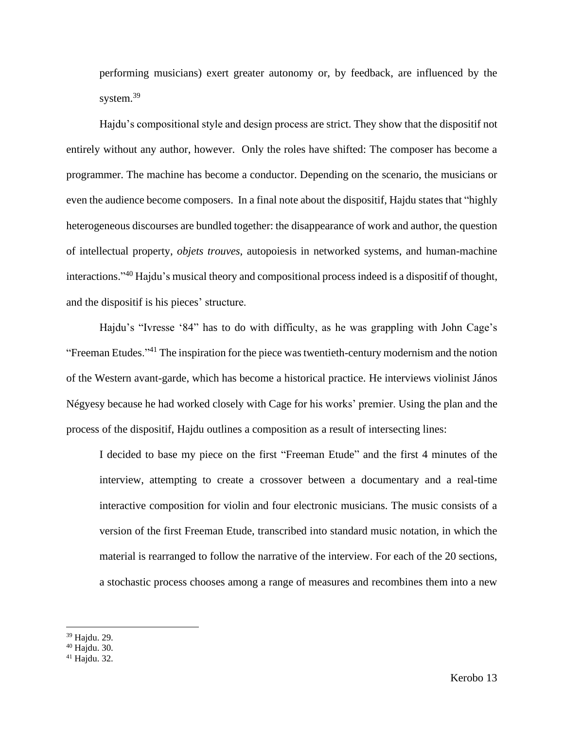performing musicians) exert greater autonomy or, by feedback, are influenced by the system.[39]

Hajdu's compositional style and design process are strict. They show that the dispositif not entirely without any author, however. Only the roles have shifted: The composer has become a programmer. The machine has become a conductor. Depending on the scenario, the musicians or even the audience become composers. In a final note about the dispositif, Hajdu states that "highly heterogeneous discourses are bundled together: the disappearance of work and author, the question of intellectual property, *objets trouves*, autopoiesis in networked systems, and human-machine interactions."[40] Hajdu's musical theory and compositional process indeed is a dispositif of thought, and the dispositif is his pieces' structure.

Hajdu's "Ivresse '84" has to do with difficulty, as he was grappling with John Cage's "Freeman Etudes."[41] The inspiration for the piece was twentieth-century modernism and the notion of the Western avant-garde, which has become a historical practice. He interviews violinist János Négyesy because he had worked closely with Cage for his works' premier. Using the plan and the process of the dispositif, Hajdu outlines a composition as a result of intersecting lines:

> I decided to base my piece on the first "Freeman Etude" and the first 4 minutes of the interview, attempting to create a crossover between a documentary and a real-time interactive composition for violin and four electronic musicians. The music consists of a version of the first Freeman Etude, transcribed into standard music notation, in which the material is rearranged to follow the narrative of the interview. For each of the 20 sections, a stochastic process chooses among a range of measures and recombines them into a new

---

[39] Hajdu. 29.
[40] Hajdu. 30.
[41] Hajdu. 32.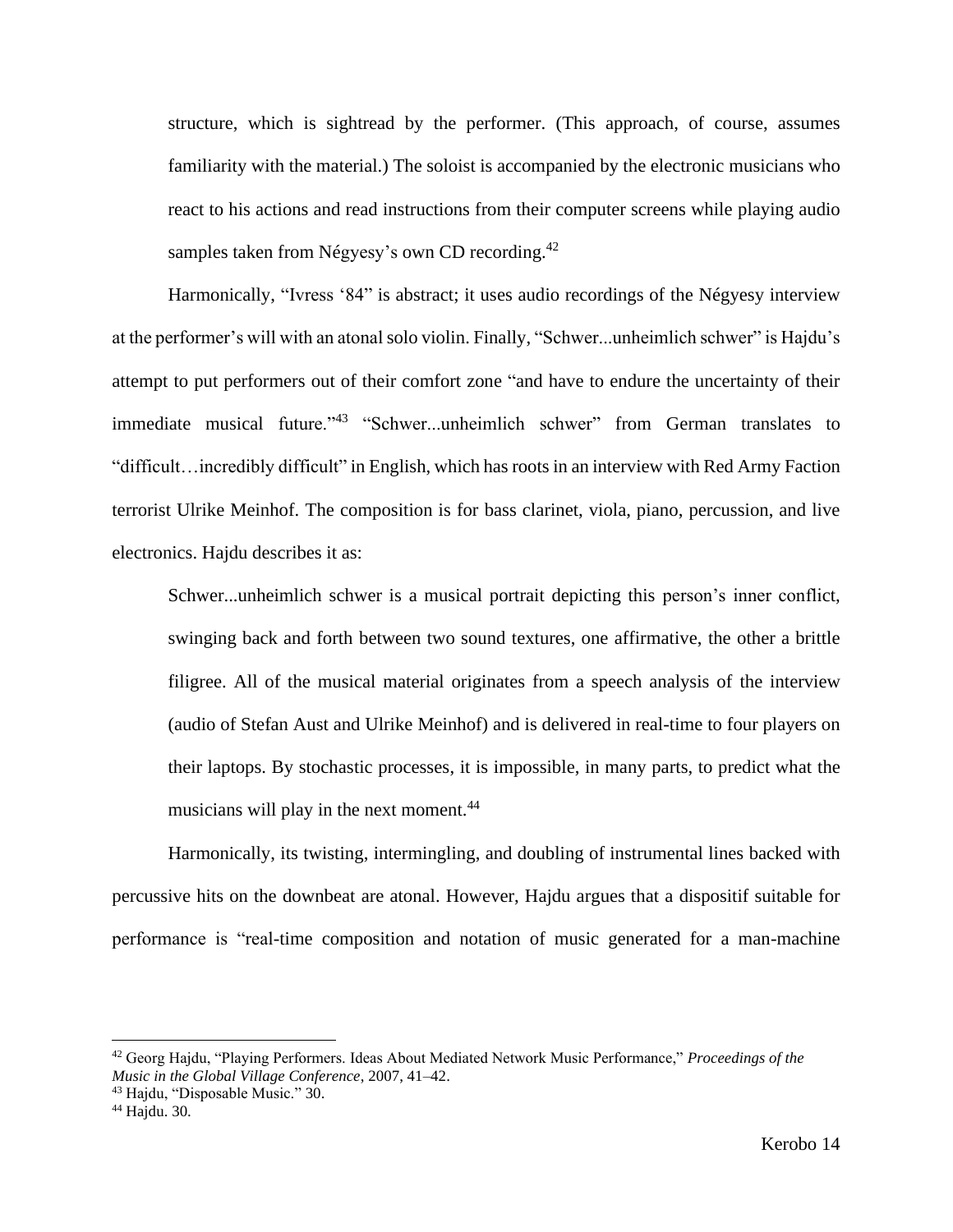structure, which is sightread by the performer. (This approach, of course, assumes familiarity with the material.) The soloist is accompanied by the electronic musicians who react to his actions and read instructions from their computer screens while playing audio samples taken from Négyesy's own CD recording.[42]

Harmonically, "Ivress '84" is abstract; it uses audio recordings of the Négyesy interview at the performer's will with an atonal solo violin. Finally, "Schwer...unheimlich schwer" is Hajdu's attempt to put performers out of their comfort zone "and have to endure the uncertainty of their immediate musical future."[43] "Schwer...unheimlich schwer" from German translates to "difficult…incredibly difficult" in English, which has roots in an interview with Red Army Faction terrorist Ulrike Meinhof. The composition is for bass clarinet, viola, piano, percussion, and live electronics. Hajdu describes it as:

> Schwer...unheimlich schwer is a musical portrait depicting this person's inner conflict, swinging back and forth between two sound textures, one affirmative, the other a brittle filigree. All of the musical material originates from a speech analysis of the interview (audio of Stefan Aust and Ulrike Meinhof) and is delivered in real-time to four players on their laptops. By stochastic processes, it is impossible, in many parts, to predict what the musicians will play in the next moment.[44]

Harmonically, its twisting, intermingling, and doubling of instrumental lines backed with percussive hits on the downbeat are atonal. However, Hajdu argues that a dispositif suitable for performance is "real-time composition and notation of music generated for a man-machine

---

[42] Georg Hajdu, "Playing Performers. Ideas About Mediated Network Music Performance," *Proceedings of the Music in the Global Village Conference*, 2007, 41–42.

[43] Hajdu, "Disposable Music." 30.

[44] Hajdu. 30.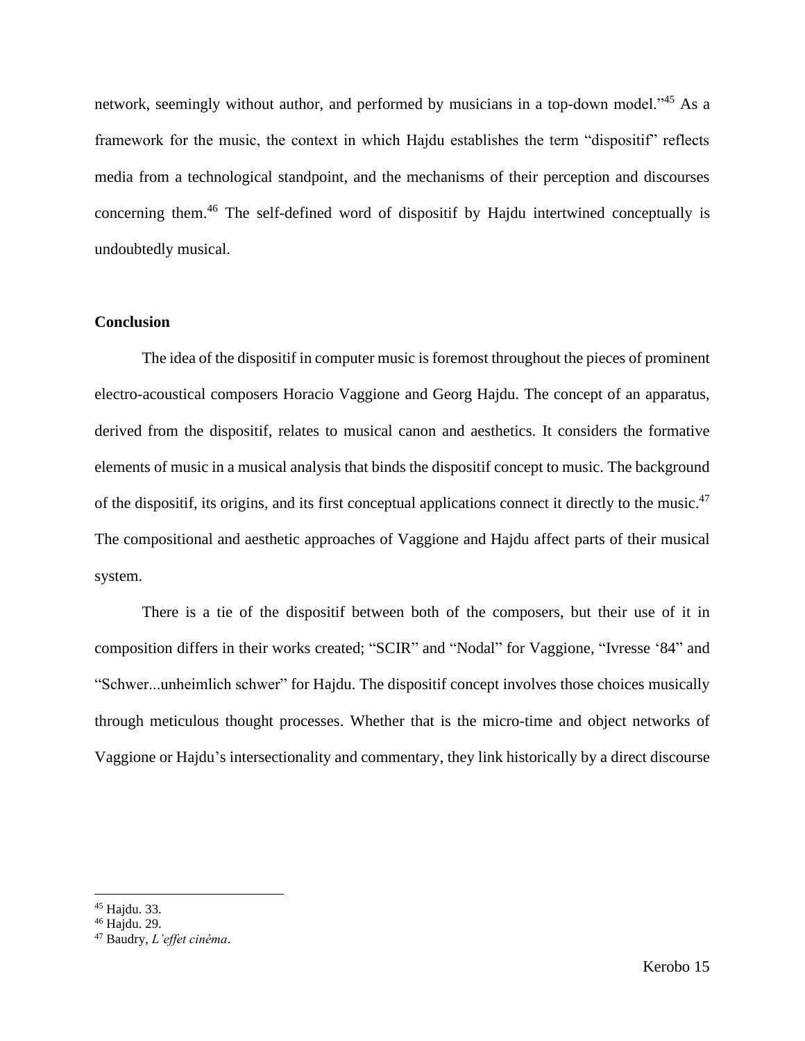network, seemingly without author, and performed by musicians in a top-down model."[45] As a framework for the music, the context in which Hajdu establishes the term "dispositif" reflects media from a technological standpoint, and the mechanisms of their perception and discourses concerning them.[46] The self-defined word of dispositif by Hajdu intertwined conceptually is undoubtedly musical.

**Conclusion**

The idea of the dispositif in computer music is foremost throughout the pieces of prominent electro-acoustical composers Horacio Vaggione and Georg Hajdu. The concept of an apparatus, derived from the dispositif, relates to musical canon and aesthetics. It considers the formative elements of music in a musical analysis that binds the dispositif concept to music. The background of the dispositif, its origins, and its first conceptual applications connect it directly to the music.[47] The compositional and aesthetic approaches of Vaggione and Hajdu affect parts of their musical system.

There is a tie of the dispositif between both of the composers, but their use of it in composition differs in their works created; "SCIR" and "Nodal" for Vaggione, "Ivresse '84" and "Schwer...unheimlich schwer" for Hajdu. The dispositif concept involves those choices musically through meticulous thought processes. Whether that is the micro-time and object networks of Vaggione or Hajdu's intersectionality and commentary, they link historically by a direct discourse

---

[45] Hajdu. 33.

[46] Hajdu. 29.

[47] Baudry, *L'effet cinéma*.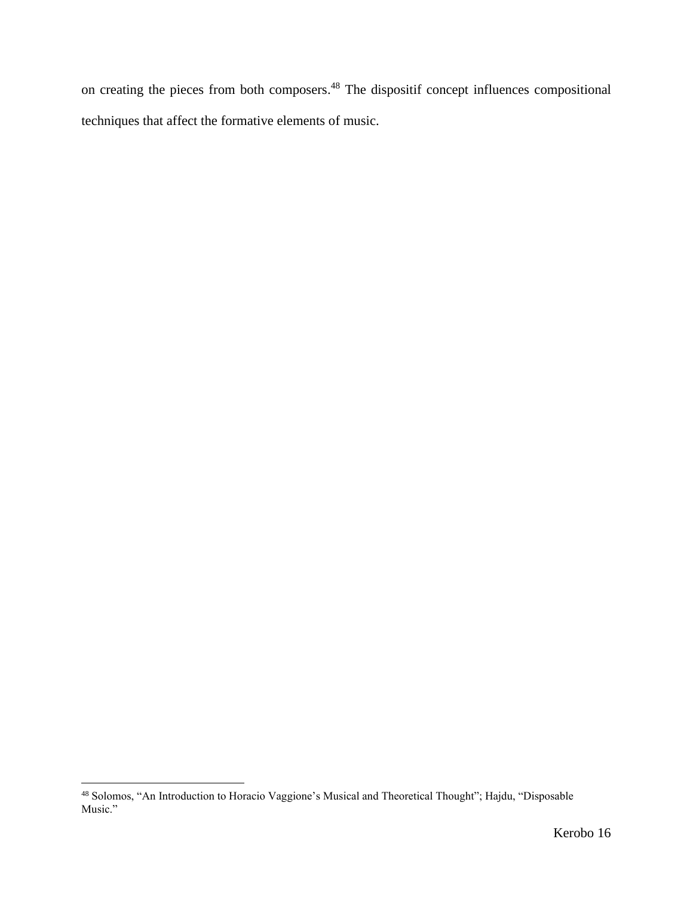on creating the pieces from both composers.[48] The dispositif concept influences compositional techniques that affect the formative elements of music.

[48] Solomos, "An Introduction to Horacio Vaggione's Musical and Theoretical Thought"; Hajdu, "Disposable Music."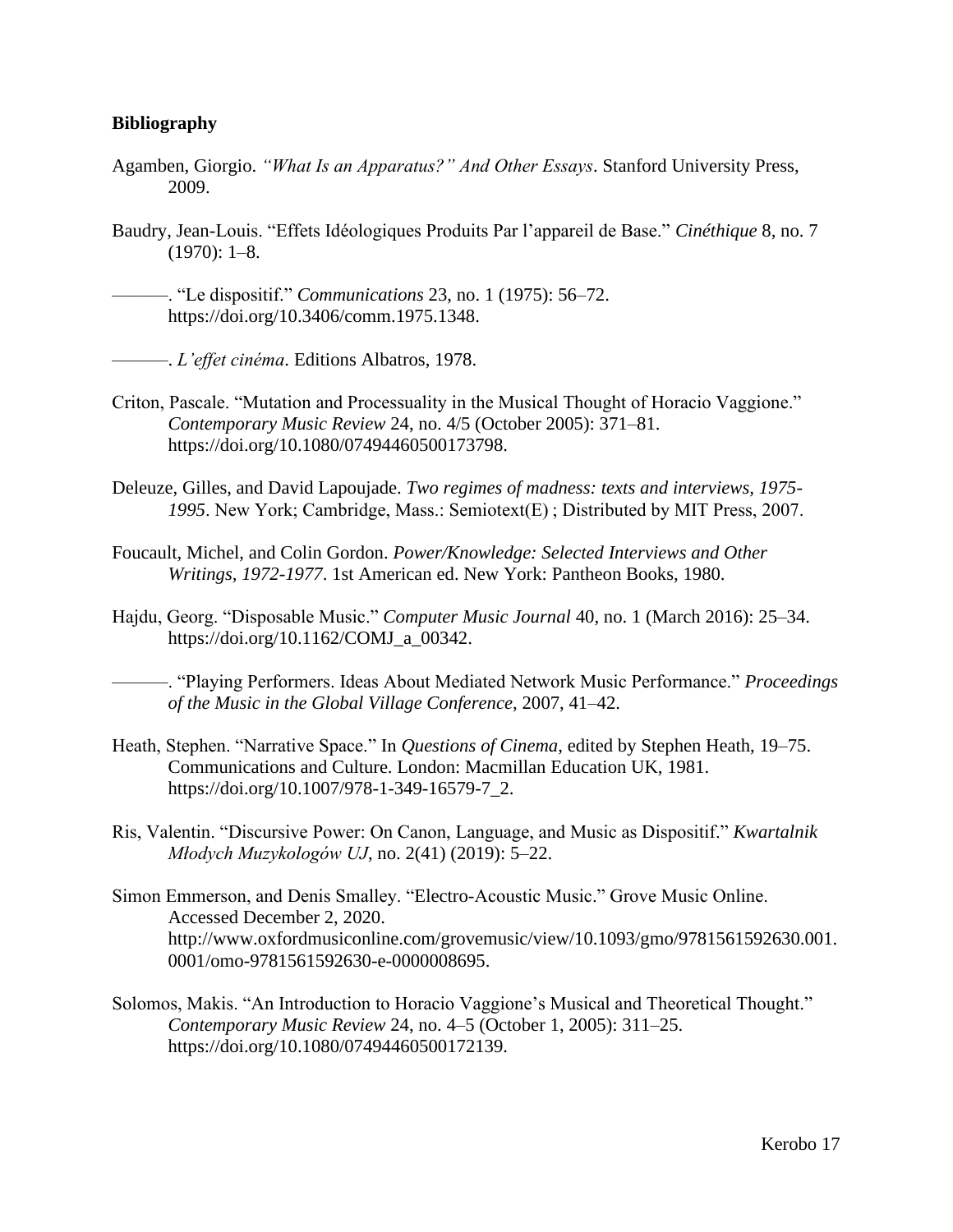**Bibliography**

Agamben, Giorgio. *"What Is an Apparatus?" And Other Essays*. Stanford University Press, 2009.

Baudry, Jean-Louis. "Effets Idéologiques Produits Par l'appareil de Base." *Cinéthique* 8, no. 7 (1970): 1–8.

———. "Le dispositif." *Communications* 23, no. 1 (1975): 56–72. https://doi.org/10.3406/comm.1975.1348.

———. *L'effet cinéma*. Editions Albatros, 1978.

Criton, Pascale. "Mutation and Processuality in the Musical Thought of Horacio Vaggione." *Contemporary Music Review* 24, no. 4/5 (October 2005): 371–81. https://doi.org/10.1080/07494460500173798.

Deleuze, Gilles, and David Lapoujade. *Two regimes of madness: texts and interviews, 1975-1995*. New York; Cambridge, Mass.: Semiotext(E) ; Distributed by MIT Press, 2007.

Foucault, Michel, and Colin Gordon. *Power/Knowledge: Selected Interviews and Other Writings, 1972-1977*. 1st American ed. New York: Pantheon Books, 1980.

Hajdu, Georg. "Disposable Music." *Computer Music Journal* 40, no. 1 (March 2016): 25–34. https://doi.org/10.1162/COMJ_a_00342.

———. "Playing Performers. Ideas About Mediated Network Music Performance." *Proceedings of the Music in the Global Village Conference*, 2007, 41–42.

Heath, Stephen. "Narrative Space." In *Questions of Cinema*, edited by Stephen Heath, 19–75. Communications and Culture. London: Macmillan Education UK, 1981. https://doi.org/10.1007/978-1-349-16579-7_2.

Ris, Valentin. "Discursive Power: On Canon, Language, and Music as Dispositif." *Kwartalnik Młodych Muzykologów UJ*, no. 2(41) (2019): 5–22.

Simon Emmerson, and Denis Smalley. "Electro-Acoustic Music." Grove Music Online. Accessed December 2, 2020. http://www.oxfordmusiconline.com/grovemusic/view/10.1093/gmo/9781561592630.001.0001/omo-9781561592630-e-0000008695.

Solomos, Makis. "An Introduction to Horacio Vaggione's Musical and Theoretical Thought." *Contemporary Music Review* 24, no. 4–5 (October 1, 2005): 311–25. https://doi.org/10.1080/07494460500172139.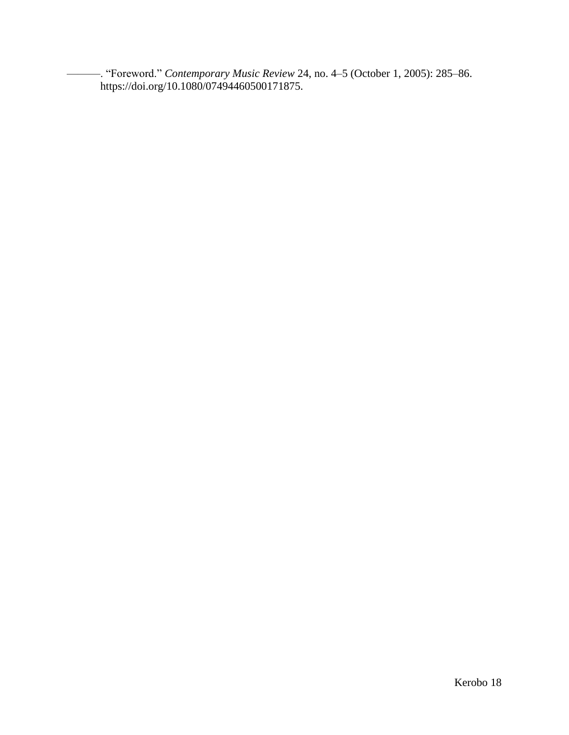———. “Foreword.” *Contemporary Music Review* 24, no. 4–5 (October 1, 2005): 285–86. https://doi.org/10.1080/07494460500171875.